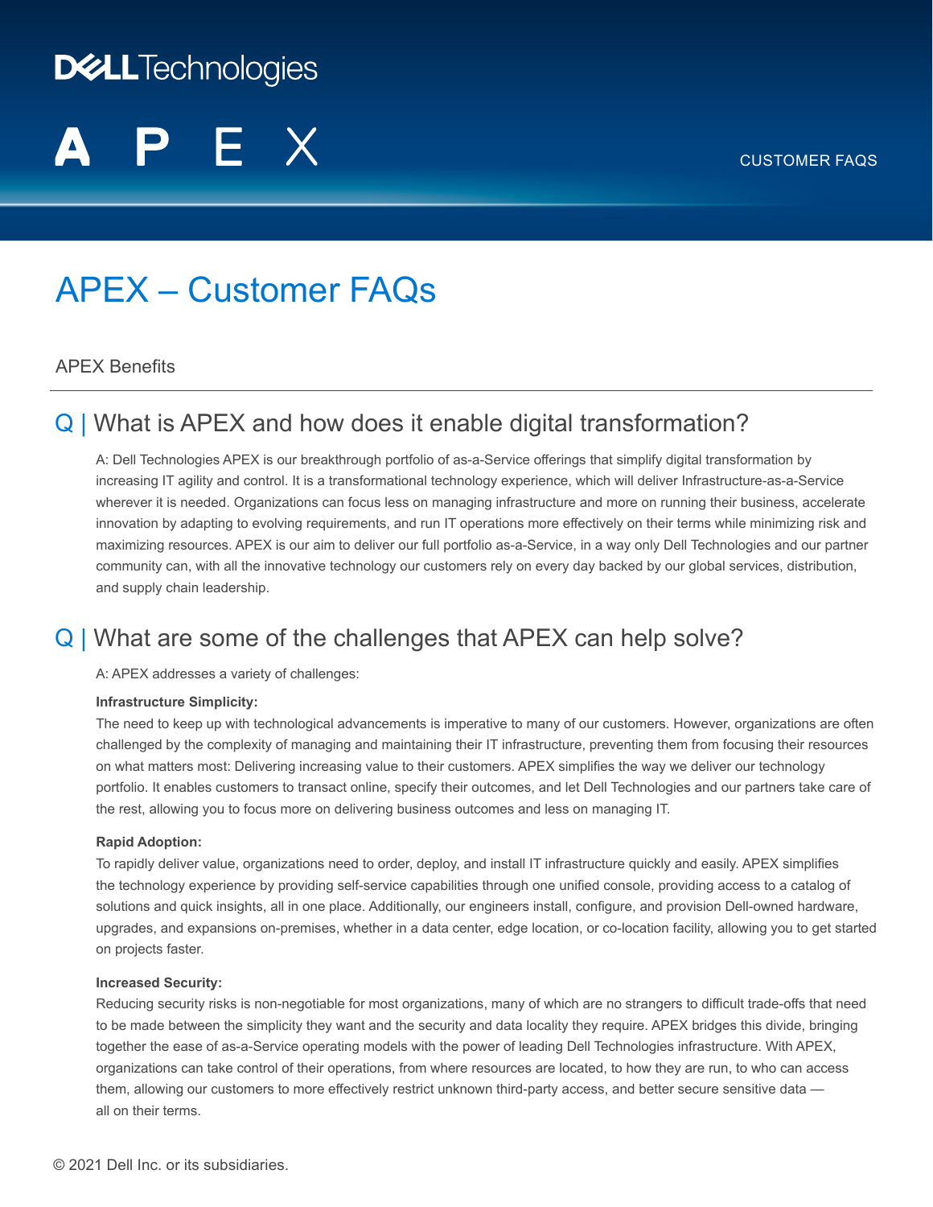# APEX – Customer FAQs

## APEX Benefits

### Q | What is APEX and how does it enable digital transformation?

A: Dell Technologies APEX is our breakthrough portfolio of as-a-Service offerings that simplify digital transformation by increasing IT agility and control. It is a transformational technology experience, which will deliver Infrastructure-as-a-Service wherever it is needed. Organizations can focus less on managing infrastructure and more on running their business, accelerate innovation by adapting to evolving requirements, and run IT operations more effectively on their terms while minimizing risk and maximizing resources. APEX is our aim to deliver our full portfolio as-a-Service, in a way only Dell Technologies and our partner community can, with all the innovative technology our customers rely on every day backed by our global services, distribution, and supply chain leadership.

### Q | What are some of the challenges that APEX can help solve?

A: APEX addresses a variety of challenges:

**Infrastructure Simplicity:**

The need to keep up with technological advancements is imperative to many of our customers. However, organizations are often challenged by the complexity of managing and maintaining their IT infrastructure, preventing them from focusing their resources on what matters most: Delivering increasing value to their customers. APEX simplifies the way we deliver our technology portfolio. It enables customers to transact online, specify their outcomes, and let Dell Technologies and our partners take care of the rest, allowing you to focus more on delivering business outcomes and less on managing IT.

**Rapid Adoption:**

To rapidly deliver value, organizations need to order, deploy, and install IT infrastructure quickly and easily. APEX simplifies the technology experience by providing self-service capabilities through one unified console, providing access to a catalog of solutions and quick insights, all in one place. Additionally, our engineers install, configure, and provision Dell-owned hardware, upgrades, and expansions on-premises, whether in a data center, edge location, or co-location facility, allowing you to get started on projects faster.

**Increased Security:**

Reducing security risks is non-negotiable for most organizations, many of which are no strangers to difficult trade-offs that need to be made between the simplicity they want and the security and data locality they require. APEX bridges this divide, bringing together the ease of as-a-Service operating models with the power of leading Dell Technologies infrastructure. With APEX, organizations can take control of their operations, from where resources are located, to how they are run, to who can access them, allowing our customers to more effectively restrict unknown third-party access, and better secure sensitive data — all on their terms.

© 2021 Dell Inc. or its subsidiaries.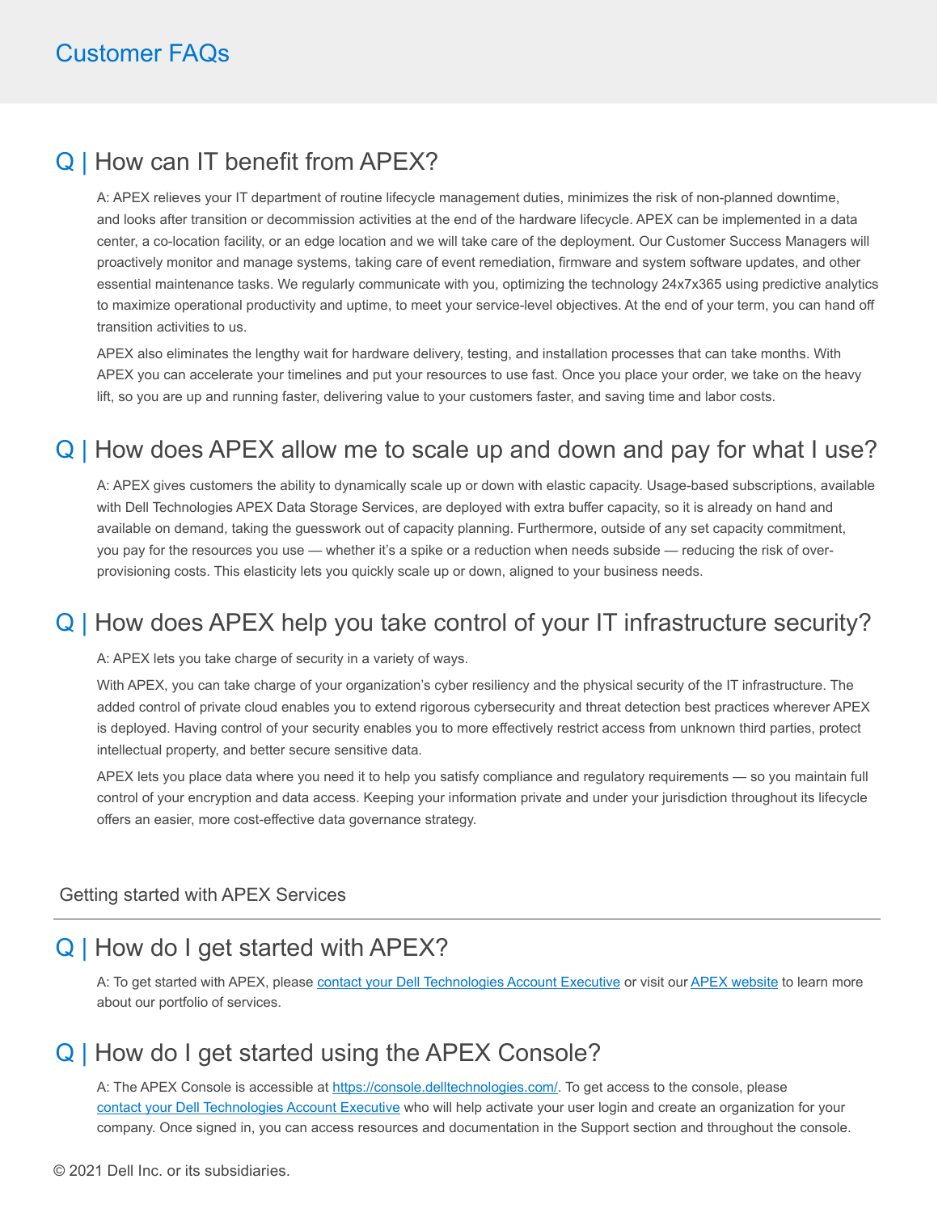# Customer FAQs

## Q | How can IT benefit from APEX?

A: APEX relieves your IT department of routine lifecycle management duties, minimizes the risk of non-planned downtime, and looks after transition or decommission activities at the end of the hardware lifecycle. APEX can be implemented in a data center, a co-location facility, or an edge location and we will take care of the deployment. Our Customer Success Managers will proactively monitor and manage systems, taking care of event remediation, firmware and system software updates, and other essential maintenance tasks. We regularly communicate with you, optimizing the technology 24x7x365 using predictive analytics to maximize operational productivity and uptime, to meet your service-level objectives. At the end of your term, you can hand off transition activities to us.

APEX also eliminates the lengthy wait for hardware delivery, testing, and installation processes that can take months. With APEX you can accelerate your timelines and put your resources to use fast. Once you place your order, we take on the heavy lift, so you are up and running faster, delivering value to your customers faster, and saving time and labor costs.

## Q | How does APEX allow me to scale up and down and pay for what I use?

A: APEX gives customers the ability to dynamically scale up or down with elastic capacity. Usage-based subscriptions, available with Dell Technologies APEX Data Storage Services, are deployed with extra buffer capacity, so it is already on hand and available on demand, taking the guesswork out of capacity planning. Furthermore, outside of any set capacity commitment, you pay for the resources you use — whether it's a spike or a reduction when needs subside — reducing the risk of over-provisioning costs. This elasticity lets you quickly scale up or down, aligned to your business needs.

## Q | How does APEX help you take control of your IT infrastructure security?

A: APEX lets you take charge of security in a variety of ways.

With APEX, you can take charge of your organization's cyber resiliency and the physical security of the IT infrastructure. The added control of private cloud enables you to extend rigorous cybersecurity and threat detection best practices wherever APEX is deployed. Having control of your security enables you to more effectively restrict access from unknown third parties, protect intellectual property, and better secure sensitive data.

APEX lets you place data where you need it to help you satisfy compliance and regulatory requirements — so you maintain full control of your encryption and data access. Keeping your information private and under your jurisdiction throughout its lifecycle offers an easier, more cost-effective data governance strategy.

### Getting started with APEX Services

## Q | How do I get started with APEX?

A: To get started with APEX, please [contact your Dell Technologies Account Executive]() or visit our [APEX website]() to learn more about our portfolio of services.

## Q | How do I get started using the APEX Console?

A: The APEX Console is accessible at [https://console.delltechnologies.com/](https://console.delltechnologies.com/). To get access to the console, please [contact your Dell Technologies Account Executive]() who will help activate your user login and create an organization for your company. Once signed in, you can access resources and documentation in the Support section and throughout the console.

© 2021 Dell Inc. or its subsidiaries.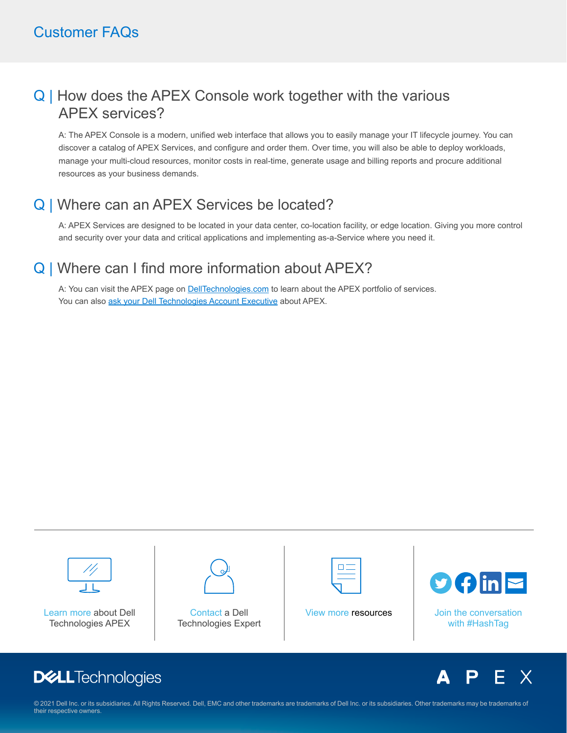## Customer FAQs

### Q | How does the APEX Console work together with the various APEX services?

A: The APEX Console is a modern, unified web interface that allows you to easily manage your IT lifecycle journey. You can discover a catalog of APEX Services, and configure and order them. Over time, you will also be able to deploy workloads, manage your multi-cloud resources, monitor costs in real-time, generate usage and billing reports and procure additional resources as your business demands.

### Q | Where can an APEX Services be located?

A: APEX Services are designed to be located in your data center, co-location facility, or edge location. Giving you more control and security over your data and critical applications and implementing as-a-Service where you need it.

### Q | Where can I find more information about APEX?

A: You can visit the APEX page on DellTechnologies.com to learn about the APEX portfolio of services.
You can also ask your Dell Technologies Account Executive about APEX.

Learn more about Dell Technologies APEX

Contact a Dell Technologies Expert

View more resources

Join the conversation with #HashTag

DELL Technologies

APEX

© 2021 Dell Inc. or its subsidiaries. All Rights Reserved. Dell, EMC and other trademarks are trademarks of Dell Inc. or its subsidiaries. Other trademarks may be trademarks of their respective owners.